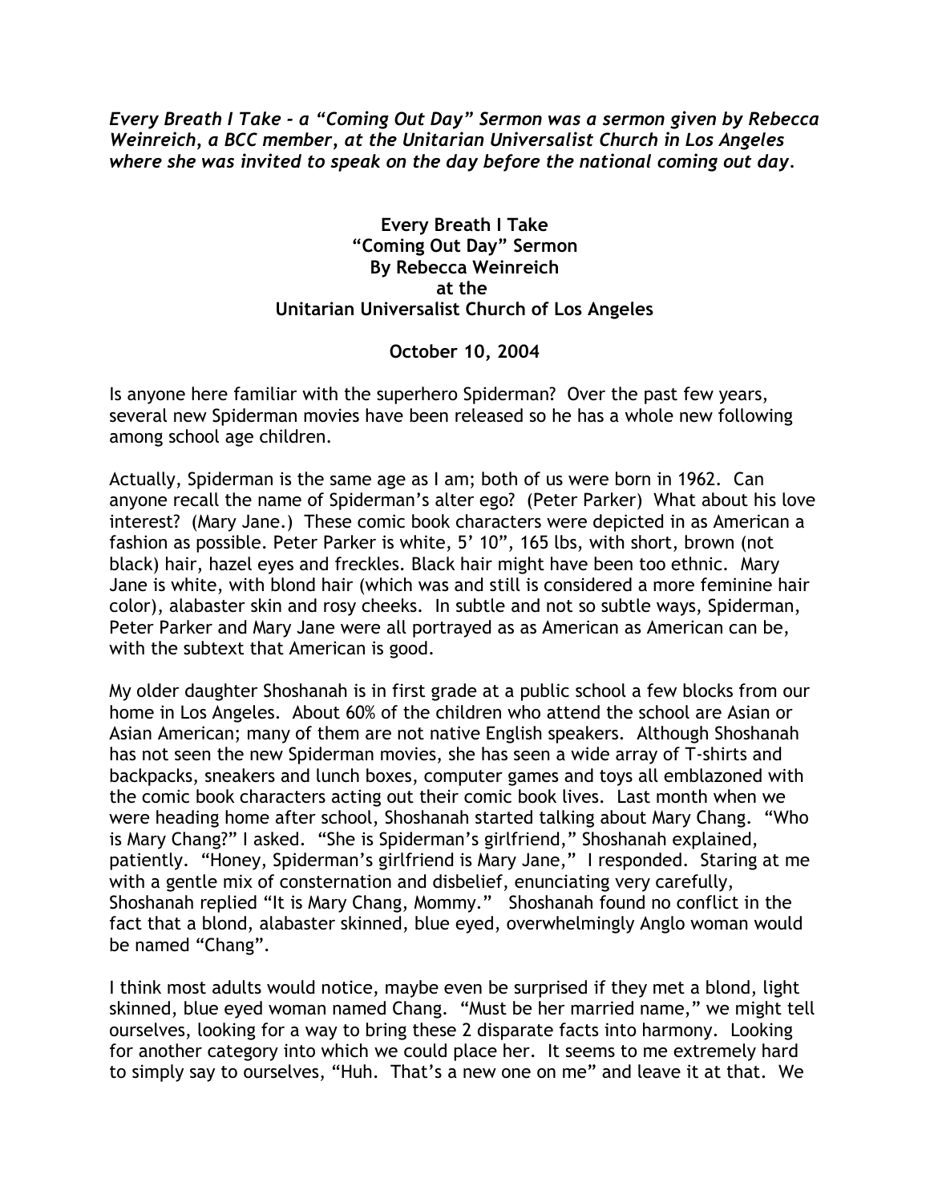***Every Breath I Take - a "Coming Out Day" Sermon was a sermon given by Rebecca Weinreich, a BCC member, at the Unitarian Universalist Church in Los Angeles where she was invited to speak on the day before the national coming out day.***

**Every Breath I Take**
**"Coming Out Day" Sermon**
**By Rebecca Weinreich**
**at the**
**Unitarian Universalist Church of Los Angeles**

**October 10, 2004**

Is anyone here familiar with the superhero Spiderman? Over the past few years, several new Spiderman movies have been released so he has a whole new following among school age children.

Actually, Spiderman is the same age as I am; both of us were born in 1962. Can anyone recall the name of Spiderman's alter ego? (Peter Parker) What about his love interest? (Mary Jane.) These comic book characters were depicted in as American a fashion as possible. Peter Parker is white, 5' 10", 165 lbs, with short, brown (not black) hair, hazel eyes and freckles. Black hair might have been too ethnic. Mary Jane is white, with blond hair (which was and still is considered a more feminine hair color), alabaster skin and rosy cheeks. In subtle and not so subtle ways, Spiderman, Peter Parker and Mary Jane were all portrayed as as American as American can be, with the subtext that American is good.

My older daughter Shoshanah is in first grade at a public school a few blocks from our home in Los Angeles. About 60% of the children who attend the school are Asian or Asian American; many of them are not native English speakers. Although Shoshanah has not seen the new Spiderman movies, she has seen a wide array of T-shirts and backpacks, sneakers and lunch boxes, computer games and toys all emblazoned with the comic book characters acting out their comic book lives. Last month when we were heading home after school, Shoshanah started talking about Mary Chang. "Who is Mary Chang?" I asked. "She is Spiderman's girlfriend," Shoshanah explained, patiently. "Honey, Spiderman's girlfriend is Mary Jane," I responded. Staring at me with a gentle mix of consternation and disbelief, enunciating very carefully, Shoshanah replied "It is Mary Chang, Mommy." Shoshanah found no conflict in the fact that a blond, alabaster skinned, blue eyed, overwhelmingly Anglo woman would be named "Chang".

I think most adults would notice, maybe even be surprised if they met a blond, light skinned, blue eyed woman named Chang. "Must be her married name," we might tell ourselves, looking for a way to bring these 2 disparate facts into harmony. Looking for another category into which we could place her. It seems to me extremely hard to simply say to ourselves, "Huh. That's a new one on me" and leave it at that. We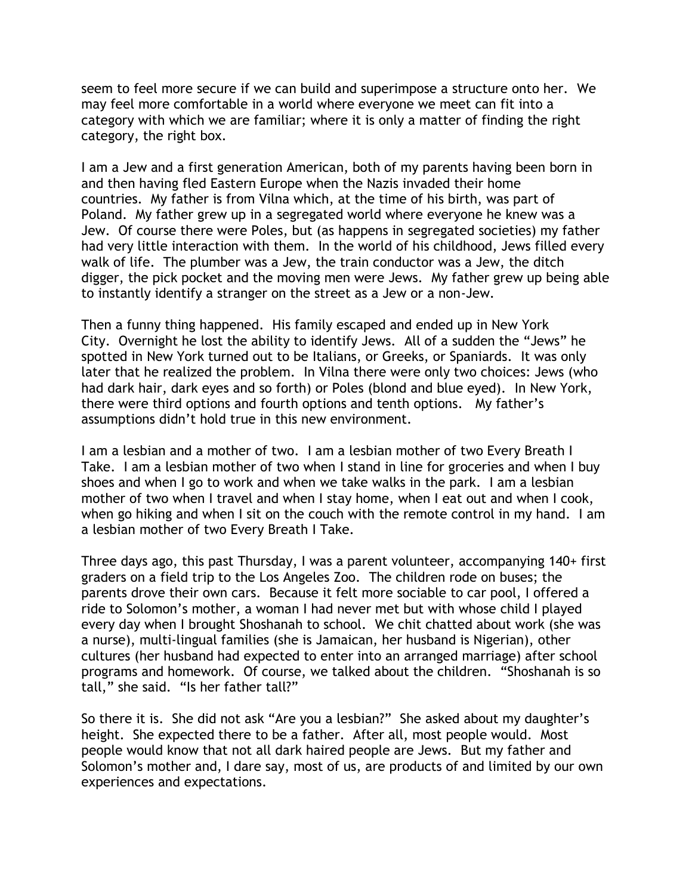seem to feel more secure if we can build and superimpose a structure onto her. We may feel more comfortable in a world where everyone we meet can fit into a category with which we are familiar; where it is only a matter of finding the right category, the right box.

I am a Jew and a first generation American, both of my parents having been born in and then having fled Eastern Europe when the Nazis invaded their home countries. My father is from Vilna which, at the time of his birth, was part of Poland. My father grew up in a segregated world where everyone he knew was a Jew. Of course there were Poles, but (as happens in segregated societies) my father had very little interaction with them. In the world of his childhood, Jews filled every walk of life. The plumber was a Jew, the train conductor was a Jew, the ditch digger, the pick pocket and the moving men were Jews. My father grew up being able to instantly identify a stranger on the street as a Jew or a non-Jew.

Then a funny thing happened. His family escaped and ended up in New York City. Overnight he lost the ability to identify Jews. All of a sudden the "Jews" he spotted in New York turned out to be Italians, or Greeks, or Spaniards. It was only later that he realized the problem. In Vilna there were only two choices: Jews (who had dark hair, dark eyes and so forth) or Poles (blond and blue eyed). In New York, there were third options and fourth options and tenth options. My father's assumptions didn't hold true in this new environment.

I am a lesbian and a mother of two. I am a lesbian mother of two Every Breath I Take. I am a lesbian mother of two when I stand in line for groceries and when I buy shoes and when I go to work and when we take walks in the park. I am a lesbian mother of two when I travel and when I stay home, when I eat out and when I cook, when go hiking and when I sit on the couch with the remote control in my hand. I am a lesbian mother of two Every Breath I Take.

Three days ago, this past Thursday, I was a parent volunteer, accompanying 140+ first graders on a field trip to the Los Angeles Zoo. The children rode on buses; the parents drove their own cars. Because it felt more sociable to car pool, I offered a ride to Solomon's mother, a woman I had never met but with whose child I played every day when I brought Shoshanah to school. We chit chatted about work (she was a nurse), multi-lingual families (she is Jamaican, her husband is Nigerian), other cultures (her husband had expected to enter into an arranged marriage) after school programs and homework. Of course, we talked about the children. "Shoshanah is so tall," she said. "Is her father tall?"

So there it is. She did not ask "Are you a lesbian?" She asked about my daughter's height. She expected there to be a father. After all, most people would. Most people would know that not all dark haired people are Jews. But my father and Solomon's mother and, I dare say, most of us, are products of and limited by our own experiences and expectations.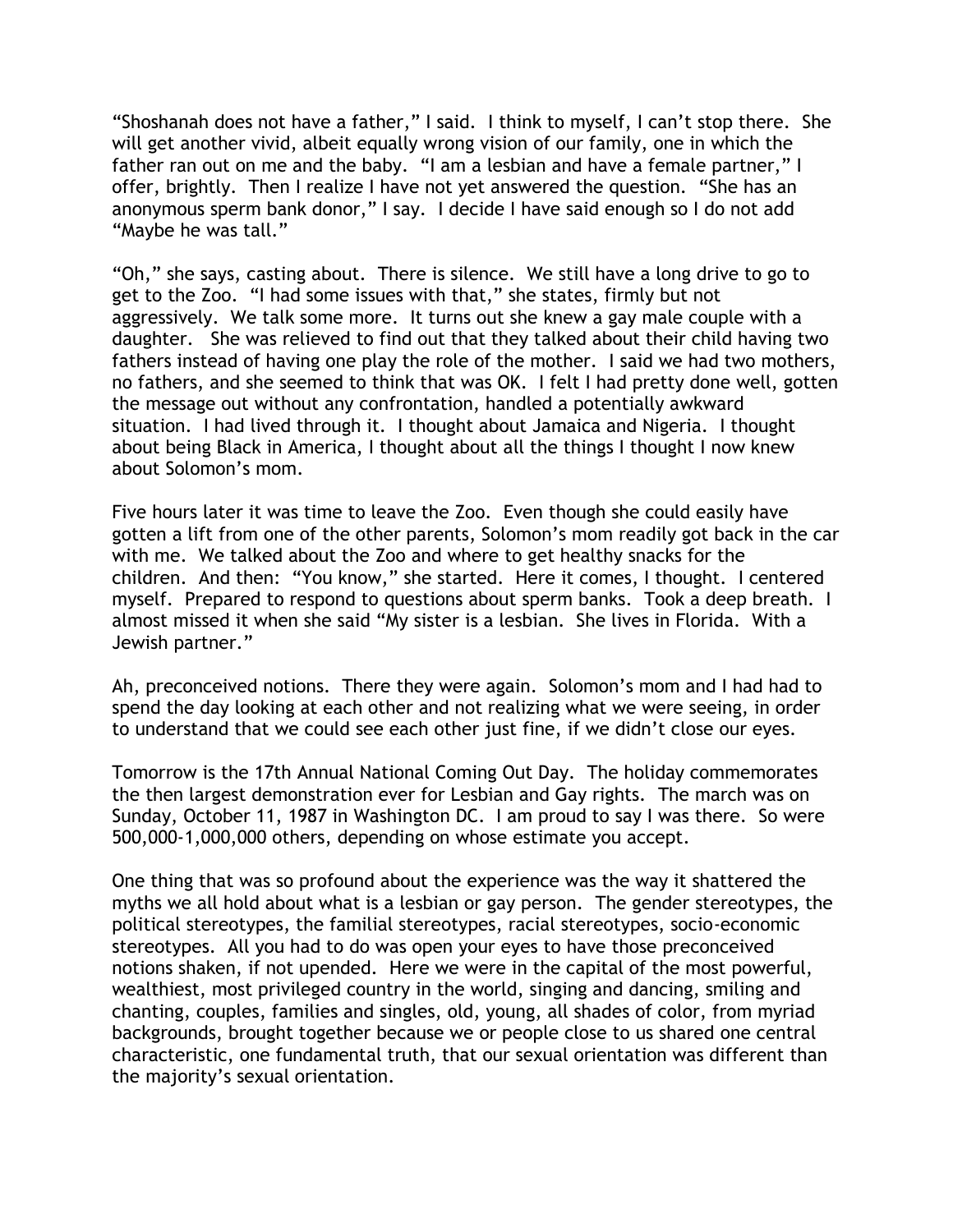"Shoshanah does not have a father," I said. I think to myself, I can't stop there. She will get another vivid, albeit equally wrong vision of our family, one in which the father ran out on me and the baby. "I am a lesbian and have a female partner," I offer, brightly. Then I realize I have not yet answered the question. "She has an anonymous sperm bank donor," I say. I decide I have said enough so I do not add "Maybe he was tall."

"Oh," she says, casting about. There is silence. We still have a long drive to go to get to the Zoo. "I had some issues with that," she states, firmly but not aggressively. We talk some more. It turns out she knew a gay male couple with a daughter. She was relieved to find out that they talked about their child having two fathers instead of having one play the role of the mother. I said we had two mothers, no fathers, and she seemed to think that was OK. I felt I had pretty done well, gotten the message out without any confrontation, handled a potentially awkward situation. I had lived through it. I thought about Jamaica and Nigeria. I thought about being Black in America, I thought about all the things I thought I now knew about Solomon's mom.

Five hours later it was time to leave the Zoo. Even though she could easily have gotten a lift from one of the other parents, Solomon's mom readily got back in the car with me. We talked about the Zoo and where to get healthy snacks for the children. And then: "You know," she started. Here it comes, I thought. I centered myself. Prepared to respond to questions about sperm banks. Took a deep breath. I almost missed it when she said "My sister is a lesbian. She lives in Florida. With a Jewish partner."

Ah, preconceived notions. There they were again. Solomon's mom and I had had to spend the day looking at each other and not realizing what we were seeing, in order to understand that we could see each other just fine, if we didn't close our eyes.

Tomorrow is the 17th Annual National Coming Out Day. The holiday commemorates the then largest demonstration ever for Lesbian and Gay rights. The march was on Sunday, October 11, 1987 in Washington DC. I am proud to say I was there. So were 500,000-1,000,000 others, depending on whose estimate you accept.

One thing that was so profound about the experience was the way it shattered the myths we all hold about what is a lesbian or gay person. The gender stereotypes, the political stereotypes, the familial stereotypes, racial stereotypes, socio-economic stereotypes. All you had to do was open your eyes to have those preconceived notions shaken, if not upended. Here we were in the capital of the most powerful, wealthiest, most privileged country in the world, singing and dancing, smiling and chanting, couples, families and singles, old, young, all shades of color, from myriad backgrounds, brought together because we or people close to us shared one central characteristic, one fundamental truth, that our sexual orientation was different than the majority's sexual orientation.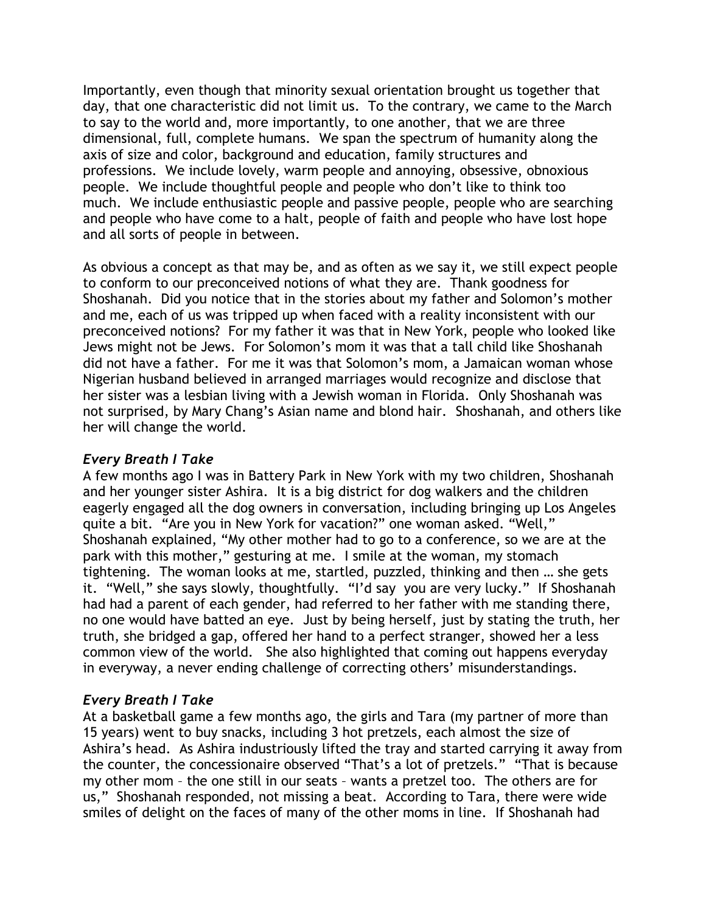Importantly, even though that minority sexual orientation brought us together that day, that one characteristic did not limit us. To the contrary, we came to the March to say to the world and, more importantly, to one another, that we are three dimensional, full, complete humans. We span the spectrum of humanity along the axis of size and color, background and education, family structures and professions. We include lovely, warm people and annoying, obsessive, obnoxious people. We include thoughtful people and people who don't like to think too much. We include enthusiastic people and passive people, people who are searching and people who have come to a halt, people of faith and people who have lost hope and all sorts of people in between.

As obvious a concept as that may be, and as often as we say it, we still expect people to conform to our preconceived notions of what they are. Thank goodness for Shoshanah. Did you notice that in the stories about my father and Solomon's mother and me, each of us was tripped up when faced with a reality inconsistent with our preconceived notions? For my father it was that in New York, people who looked like Jews might not be Jews. For Solomon's mom it was that a tall child like Shoshanah did not have a father. For me it was that Solomon's mom, a Jamaican woman whose Nigerian husband believed in arranged marriages would recognize and disclose that her sister was a lesbian living with a Jewish woman in Florida. Only Shoshanah was not surprised, by Mary Chang's Asian name and blond hair. Shoshanah, and others like her will change the world.

### *Every Breath I Take*

A few months ago I was in Battery Park in New York with my two children, Shoshanah and her younger sister Ashira. It is a big district for dog walkers and the children eagerly engaged all the dog owners in conversation, including bringing up Los Angeles quite a bit. "Are you in New York for vacation?" one woman asked. "Well," Shoshanah explained, "My other mother had to go to a conference, so we are at the park with this mother," gesturing at me. I smile at the woman, my stomach tightening. The woman looks at me, startled, puzzled, thinking and then … she gets it. "Well," she says slowly, thoughtfully. "I'd say you are very lucky." If Shoshanah had had a parent of each gender, had referred to her father with me standing there, no one would have batted an eye. Just by being herself, just by stating the truth, her truth, she bridged a gap, offered her hand to a perfect stranger, showed her a less common view of the world. She also highlighted that coming out happens everyday in everyway, a never ending challenge of correcting others' misunderstandings.

### *Every Breath I Take*

At a basketball game a few months ago, the girls and Tara (my partner of more than 15 years) went to buy snacks, including 3 hot pretzels, each almost the size of Ashira's head. As Ashira industriously lifted the tray and started carrying it away from the counter, the concessionaire observed "That's a lot of pretzels." "That is because my other mom – the one still in our seats – wants a pretzel too. The others are for us," Shoshanah responded, not missing a beat. According to Tara, there were wide smiles of delight on the faces of many of the other moms in line. If Shoshanah had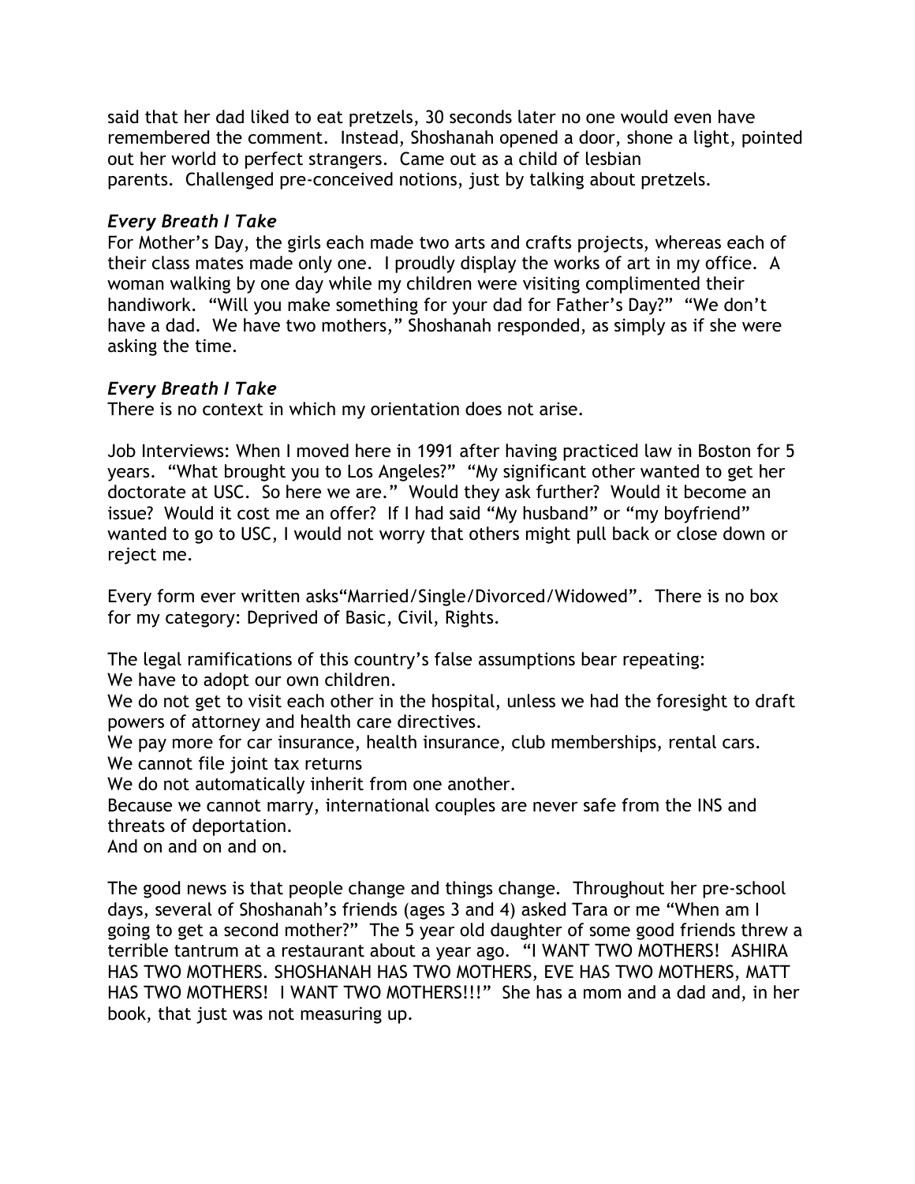said that her dad liked to eat pretzels, 30 seconds later no one would even have remembered the comment. Instead, Shoshanah opened a door, shone a light, pointed out her world to perfect strangers. Came out as a child of lesbian parents. Challenged pre-conceived notions, just by talking about pretzels.

***Every Breath I Take***

For Mother's Day, the girls each made two arts and crafts projects, whereas each of their class mates made only one. I proudly display the works of art in my office. A woman walking by one day while my children were visiting complimented their handiwork. "Will you make something for your dad for Father's Day?" "We don't have a dad. We have two mothers," Shoshanah responded, as simply as if she were asking the time.

***Every Breath I Take***

There is no context in which my orientation does not arise.

Job Interviews: When I moved here in 1991 after having practiced law in Boston for 5 years. "What brought you to Los Angeles?" "My significant other wanted to get her doctorate at USC. So here we are." Would they ask further? Would it become an issue? Would it cost me an offer? If I had said "My husband" or "my boyfriend" wanted to go to USC, I would not worry that others might pull back or close down or reject me.

Every form ever written asks"Married/Single/Divorced/Widowed". There is no box for my category: Deprived of Basic, Civil, Rights.

The legal ramifications of this country's false assumptions bear repeating:
We have to adopt our own children.
We do not get to visit each other in the hospital, unless we had the foresight to draft powers of attorney and health care directives.
We pay more for car insurance, health insurance, club memberships, rental cars.
We cannot file joint tax returns
We do not automatically inherit from one another.
Because we cannot marry, international couples are never safe from the INS and threats of deportation.
And on and on and on.

The good news is that people change and things change. Throughout her pre-school days, several of Shoshanah's friends (ages 3 and 4) asked Tara or me "When am I going to get a second mother?" The 5 year old daughter of some good friends threw a terrible tantrum at a restaurant about a year ago. "I WANT TWO MOTHERS! ASHIRA HAS TWO MOTHERS. SHOSHANAH HAS TWO MOTHERS, EVE HAS TWO MOTHERS, MATT HAS TWO MOTHERS! I WANT TWO MOTHERS!!!" She has a mom and a dad and, in her book, that just was not measuring up.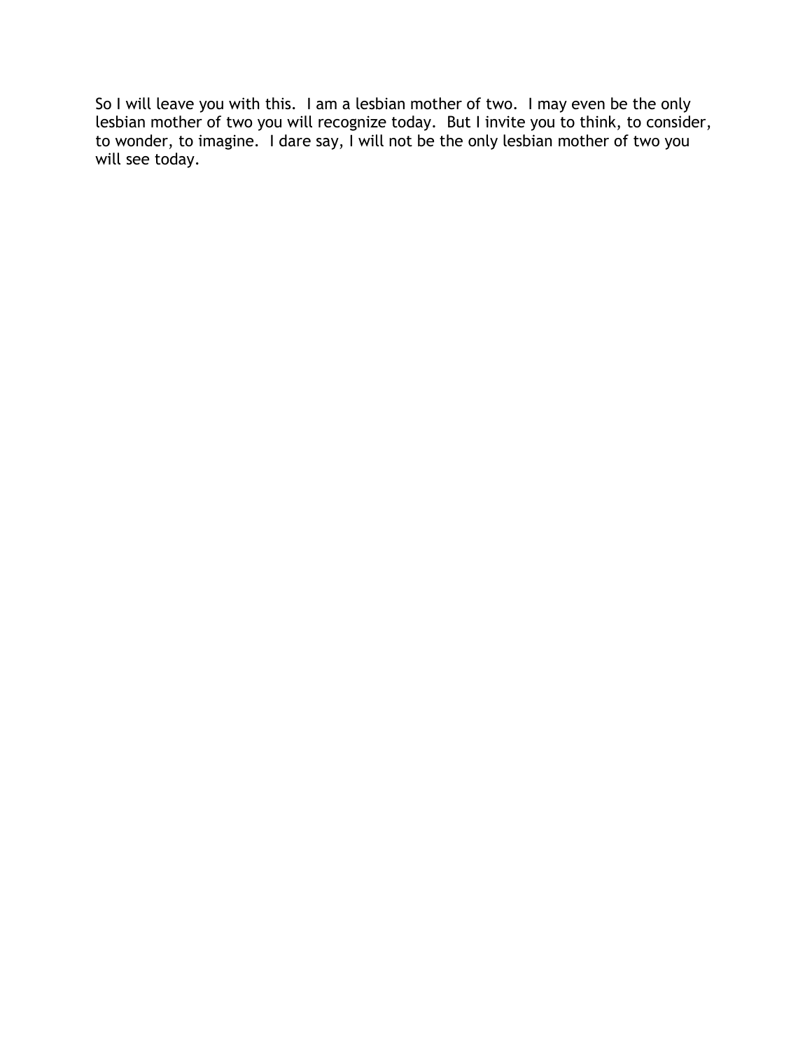So I will leave you with this. I am a lesbian mother of two. I may even be the only lesbian mother of two you will recognize today. But I invite you to think, to consider, to wonder, to imagine. I dare say, I will not be the only lesbian mother of two you will see today.